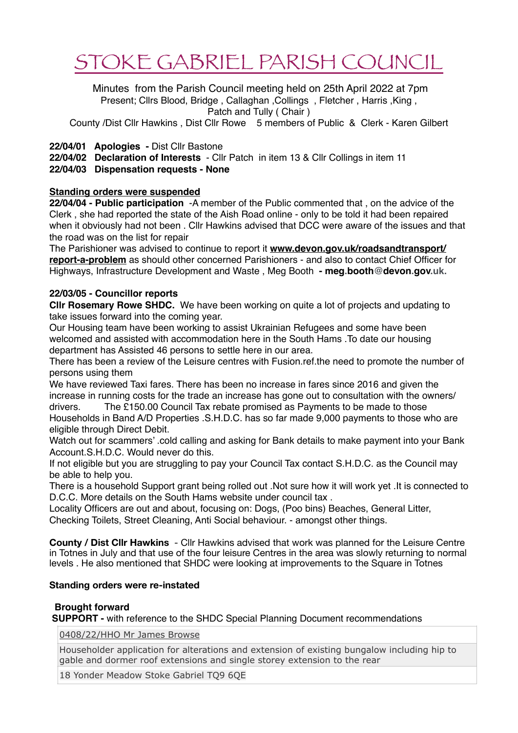# STOKE GABRIEL PARISH COUNCIL

Minutes from the Parish Council meeting held on 25th April 2022 at 7pm
Present; Cllrs Blood, Bridge , Callaghan ,Collings , Fletcher , Harris ,King ,
Patch and Tully ( Chair )
County /Dist Cllr Hawkins , Dist Cllr Rowe 5 members of Public & Clerk - Karen Gilbert

**22/04/01 Apologies -** Dist Cllr Bastone
**22/04/02 Declaration of Interests** - Cllr Patch in item 13 & Cllr Collings in item 11
**22/04/03 Dispensation requests - None**

**Standing orders were suspended**
**22/04/04 - Public participation** -A member of the Public commented that , on the advice of the Clerk , she had reported the state of the Aish Road online - only to be told it had been repaired when it obviously had not been . Cllr Hawkins advised that DCC were aware of the issues and that the road was on the list for repair
The Parishioner was advised to continue to report it **www.devon.gov.uk/roadsandtransport/report-a-problem** as should other concerned Parishioners - and also to contact Chief Officer for Highways, Infrastructure Development and Waste , Meg Booth **- meg.booth@devon.gov.uk.**

**22/03/05 - Councillor reports**
**Cllr Rosemary Rowe SHDC.** We have been working on quite a lot of projects and updating to take issues forward into the coming year.
Our Housing team have been working to assist Ukrainian Refugees and some have been welcomed and assisted with accommodation here in the South Hams .To date our housing department has Assisted 46 persons to settle here in our area.
There has been a review of the Leisure centres with Fusion.ref.the need to promote the number of persons using them
We have reviewed Taxi fares. There has been no increase in fares since 2016 and given the increase in running costs for the trade an increase has gone out to consultation with the owners/drivers. The £150.00 Council Tax rebate promised as Payments to be made to those Households in Band A/D Properties .S.H.D.C. has so far made 9,000 payments to those who are eligible through Direct Debit.
Watch out for scammers' .cold calling and asking for Bank details to make payment into your Bank Account.S.H.D.C. Would never do this.
If not eligible but you are struggling to pay your Council Tax contact S.H.D.C. as the Council may be able to help you.
There is a household Support grant being rolled out .Not sure how it will work yet .It is connected to D.C.C. More details on the South Hams website under council tax .
Locality Officers are out and about, focusing on: Dogs, (Poo bins) Beaches, General Litter, Checking Toilets, Street Cleaning, Anti Social behaviour. - amongst other things.

**County / Dist Cllr Hawkins** - Cllr Hawkins advised that work was planned for the Leisure Centre in Totnes in July and that use of the four leisure Centres in the area was slowly returning to normal levels . He also mentioned that SHDC were looking at improvements to the Square in Totnes

**Standing orders were re-instated**

**Brought forward**
**SUPPORT -** with reference to the SHDC Special Planning Document recommendations

| 0408/22/HHO Mr James Browse |
|---|
| Householder application for alterations and extension of existing bungalow including hip to gable and dormer roof extensions and single storey extension to the rear |
| 18 Yonder Meadow Stoke Gabriel TQ9 6QE |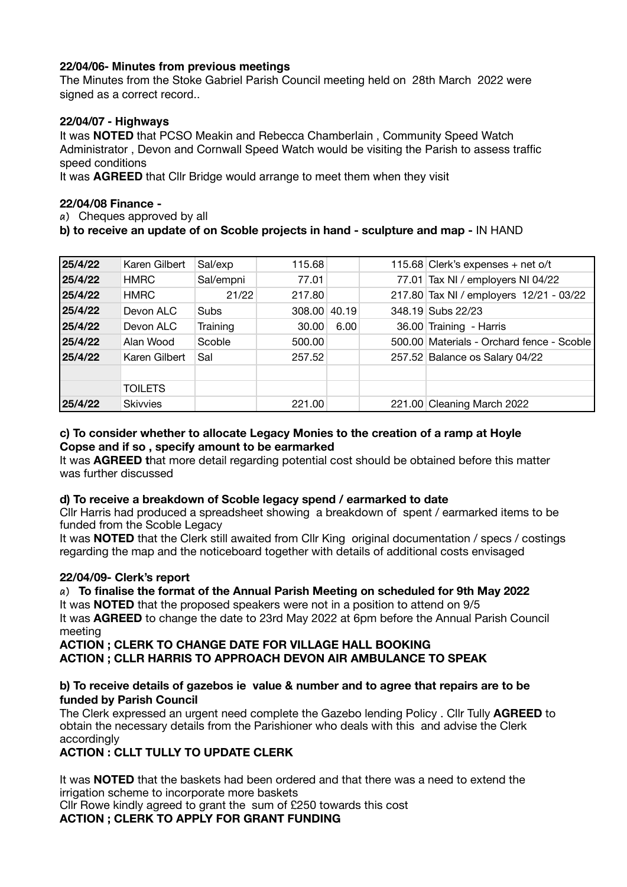**22/04/06- Minutes from previous meetings**

The Minutes from the Stoke Gabriel Parish Council meeting held on 28th March 2022 were signed as a correct record..

**22/04/07 - Highways**

It was **NOTED** that PCSO Meakin and Rebecca Chamberlain , Community Speed Watch Administrator , Devon and Cornwall Speed Watch would be visiting the Parish to assess traffic speed conditions

It was **AGREED** that Cllr Bridge would arrange to meet them when they visit

**22/04/08 Finance -**

*a*) Cheques approved by all

**b) to receive an update of on Scoble projects in hand - sculpture and map -** IN HAND

| | | | | | | |
|---|---|---|---|---|---|---|
| **25/4/22** | Karen Gilbert | Sal/exp | 115.68 | | 115.68 | Clerk's expenses + net o/t |
| **25/4/22** | HMRC | Sal/empni | 77.01 | | 77.01 | Tax NI / employers NI 04/22 |
| **25/4/22** | HMRC | 21/22 | 217.80 | | 217.80 | Tax NI / employers 12/21 - 03/22 |
| **25/4/22** | Devon ALC | Subs | 308.00 | 40.19 | 348.19 | Subs 22/23 |
| **25/4/22** | Devon ALC | Training | 30.00 | 6.00 | 36.00 | Training - Harris |
| **25/4/22** | Alan Wood | Scoble | 500.00 | | 500.00 | Materials - Orchard fence - Scoble |
| **25/4/22** | Karen Gilbert | Sal | 257.52 | | 257.52 | Balance os Salary 04/22 |
| | | | | | | |
| | TOILETS | | | | | |
| **25/4/22** | Skivvies | | 221.00 | | 221.00 | Cleaning March 2022 |

**c) To consider whether to allocate Legacy Monies to the creation of a ramp at Hoyle Copse and if so , specify amount to be earmarked**

It was **AGREED t**hat more detail regarding potential cost should be obtained before this matter was further discussed

**d) To receive a breakdown of Scoble legacy spend / earmarked to date**

Cllr Harris had produced a spreadsheet showing a breakdown of spent / earmarked items to be funded from the Scoble Legacy

It was **NOTED** that the Clerk still awaited from Cllr King original documentation / specs / costings regarding the map and the noticeboard together with details of additional costs envisaged

**22/04/09- Clerk's report**

*a*) **To finalise the format of the Annual Parish Meeting on scheduled for 9th May 2022**

It was **NOTED** that the proposed speakers were not in a position to attend on 9/5

It was **AGREED** to change the date to 23rd May 2022 at 6pm before the Annual Parish Council meeting

**ACTION ; CLERK TO CHANGE DATE FOR VILLAGE HALL BOOKING**
**ACTION ; CLLR HARRIS TO APPROACH DEVON AIR AMBULANCE TO SPEAK**

**b) To receive details of gazebos ie value & number and to agree that repairs are to be funded by Parish Council**

The Clerk expressed an urgent need complete the Gazebo lending Policy . Cllr Tully **AGREED** to obtain the necessary details from the Parishioner who deals with this and advise the Clerk accordingly

**ACTION : CLLT TULLY TO UPDATE CLERK**

It was **NOTED** that the baskets had been ordered and that there was a need to extend the irrigation scheme to incorporate more baskets

Cllr Rowe kindly agreed to grant the sum of £250 towards this cost

**ACTION ; CLERK TO APPLY FOR GRANT FUNDING**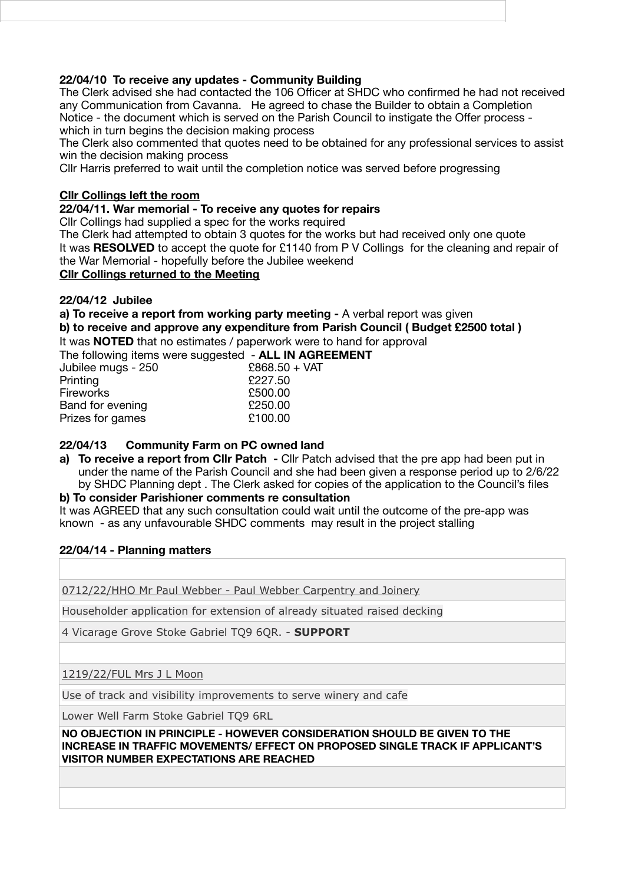**22/04/10 To receive any updates - Community Building**

The Clerk advised she had contacted the 106 Officer at SHDC who confirmed he had not received any Communication from Cavanna. He agreed to chase the Builder to obtain a Completion Notice - the document which is served on the Parish Council to instigate the Offer process - which in turn begins the decision making process

The Clerk also commented that quotes need to be obtained for any professional services to assist win the decision making process

Cllr Harris preferred to wait until the completion notice was served before progressing

**Cllr Collings left the room**

**22/04/11. War memorial - To receive any quotes for repairs**

Cllr Collings had supplied a spec for the works required

The Clerk had attempted to obtain 3 quotes for the works but had received only one quote

It was **RESOLVED** to accept the quote for £1140 from P V Collings for the cleaning and repair of the War Memorial - hopefully before the Jubilee weekend

**Cllr Collings returned to the Meeting**

**22/04/12 Jubilee**

**a) To receive a report from working party meeting -** A verbal report was given

**b) to receive and approve any expenditure from Parish Council ( Budget £2500 total )**

It was **NOTED** that no estimates / paperwork were to hand for approval

The following items were suggested - **ALL IN AGREEMENT**

| | |
|---|---|
| Jubilee mugs - 250 | £868.50 + VAT |
| Printing | £227.50 |
| Fireworks | £500.00 |
| Band for evening | £250.00 |
| Prizes for games | £100.00 |

**22/04/13 Community Farm on PC owned land**

**a) To receive a report from Cllr Patch -** Cllr Patch advised that the pre app had been put in under the name of the Parish Council and she had been given a response period up to 2/6/22 by SHDC Planning dept . The Clerk asked for copies of the application to the Council's files

**b) To consider Parishioner comments re consultation**

It was AGREED that any such consultation could wait until the outcome of the pre-app was known - as any unfavourable SHDC comments may result in the project stalling

**22/04/14 - Planning matters**

| |
|---|
| 0712/22/HHO Mr Paul Webber - Paul Webber Carpentry and Joinery |
| Householder application for extension of already situated raised decking |
| 4 Vicarage Grove Stoke Gabriel TQ9 6QR. - **SUPPORT** |
| |
| 1219/22/FUL Mrs J L Moon |
| Use of track and visibility improvements to serve winery and cafe |
| Lower Well Farm Stoke Gabriel TQ9 6RL |
| **NO OBJECTION IN PRINCIPLE - HOWEVER CONSIDERATION SHOULD BE GIVEN TO THE INCREASE IN TRAFFIC MOVEMENTS/ EFFECT ON PROPOSED SINGLE TRACK IF APPLICANT'S VISITOR NUMBER EXPECTATIONS ARE REACHED** |
| |
| |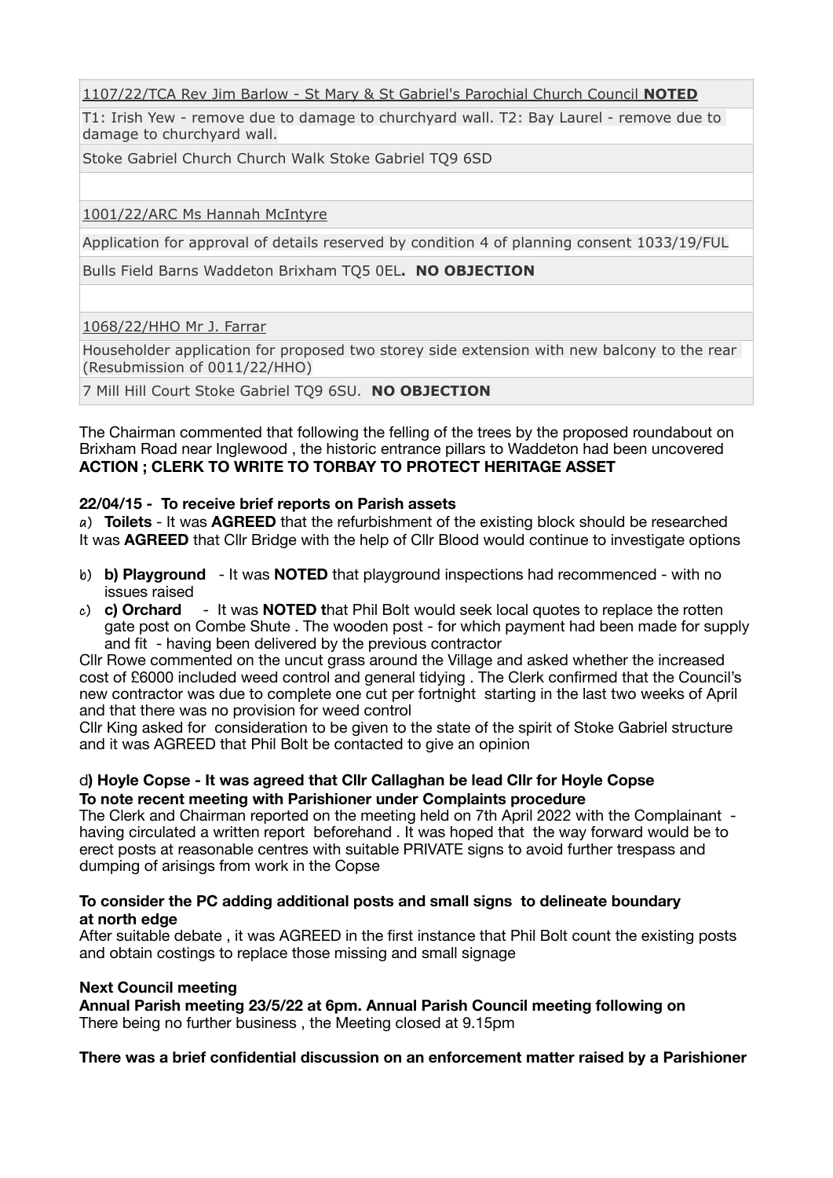| |
|---|
| 1107/22/TCA Rev Jim Barlow - St Mary & St Gabriel's Parochial Church Council **NOTED** |
| T1: Irish Yew - remove due to damage to churchyard wall. T2: Bay Laurel - remove due to damage to churchyard wall. |
| Stoke Gabriel Church Church Walk Stoke Gabriel TQ9 6SD |
| |
| 1001/22/ARC Ms Hannah McIntyre |
| Application for approval of details reserved by condition 4 of planning consent 1033/19/FUL |
| Bulls Field Barns Waddeton Brixham TQ5 0EL**. NO OBJECTION** |
| |
| 1068/22/HHO Mr J. Farrar |
| Householder application for proposed two storey side extension with new balcony to the rear (Resubmission of 0011/22/HHO) |
| 7 Mill Hill Court Stoke Gabriel TQ9 6SU. **NO OBJECTION** |

The Chairman commented that following the felling of the trees by the proposed roundabout on Brixham Road near Inglewood , the historic entrance pillars to Waddeton had been uncovered
**ACTION ; CLERK TO WRITE TO TORBAY TO PROTECT HERITAGE ASSET**

**22/04/15 - To receive brief reports on Parish assets**

a) **Toilets** - It was **AGREED** that the refurbishment of the existing block should be researched
It was **AGREED** that Cllr Bridge with the help of Cllr Blood would continue to investigate options

b) **b) Playground** - It was **NOTED** that playground inspections had recommenced - with no issues raised

c) **c) Orchard** - It was **NOTED t**hat Phil Bolt would seek local quotes to replace the rotten gate post on Combe Shute . The wooden post - for which payment had been made for supply and fit - having been delivered by the previous contractor

Cllr Rowe commented on the uncut grass around the Village and asked whether the increased cost of £6000 included weed control and general tidying . The Clerk confirmed that the Council's new contractor was due to complete one cut per fortnight starting in the last two weeks of April and that there was no provision for weed control

Cllr King asked for consideration to be given to the state of the spirit of Stoke Gabriel structure and it was AGREED that Phil Bolt be contacted to give an opinion

d**) Hoyle Copse - It was agreed that Cllr Callaghan be lead Cllr for Hoyle Copse**
**To note recent meeting with Parishioner under Complaints procedure**

The Clerk and Chairman reported on the meeting held on 7th April 2022 with the Complainant - having circulated a written report beforehand . It was hoped that the way forward would be to erect posts at reasonable centres with suitable PRIVATE signs to avoid further trespass and dumping of arisings from work in the Copse

**To consider the PC adding additional posts and small signs to delineate boundary at north edge**

After suitable debate , it was AGREED in the first instance that Phil Bolt count the existing posts and obtain costings to replace those missing and small signage

**Next Council meeting**
**Annual Parish meeting 23/5/22 at 6pm. Annual Parish Council meeting following on**
There being no further business , the Meeting closed at 9.15pm

**There was a brief confidential discussion on an enforcement matter raised by a Parishioner**